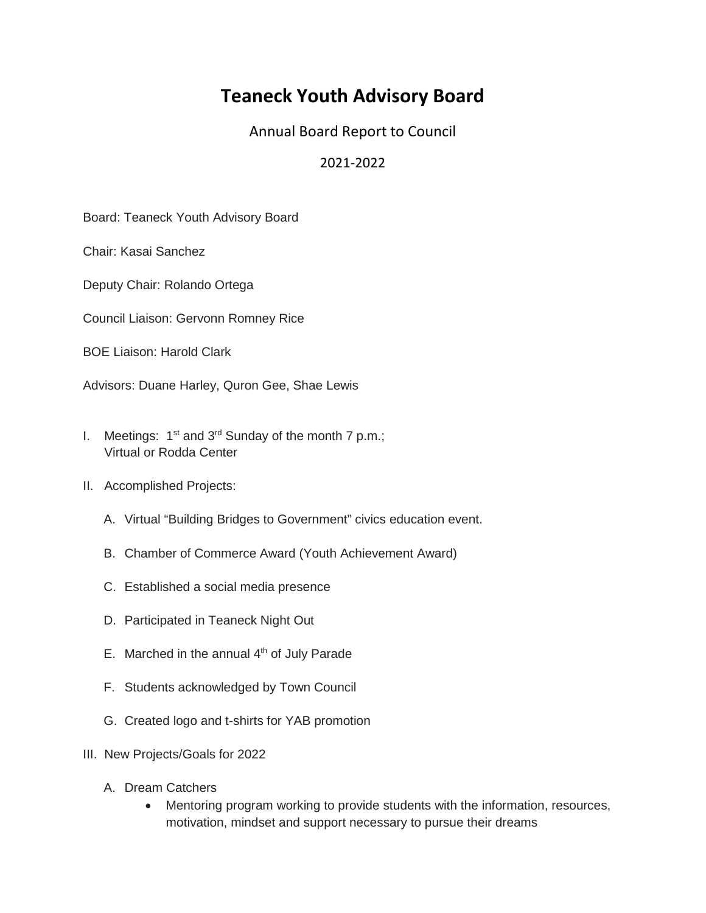# Teaneck Youth Advisory Board

Annual Board Report to Council

2021-2022

Board: Teaneck Youth Advisory Board

Chair: Kasai Sanchez

Deputy Chair: Rolando Ortega

Council Liaison: Gervonn Romney Rice

BOE Liaison: Harold Clark

Advisors: Duane Harley, Quron Gee, Shae Lewis

I. Meetings: 1st and 3rd Sunday of the month 7 p.m.;
   Virtual or Rodda Center

II. Accomplished Projects:

   A. Virtual "Building Bridges to Government" civics education event.

   B. Chamber of Commerce Award (Youth Achievement Award)

   C. Established a social media presence

   D. Participated in Teaneck Night Out

   E. Marched in the annual 4th of July Parade

   F. Students acknowledged by Town Council

   G. Created logo and t-shirts for YAB promotion

III. New Projects/Goals for 2022

   A. Dream Catchers
      - Mentoring program working to provide students with the information, resources, motivation, mindset and support necessary to pursue their dreams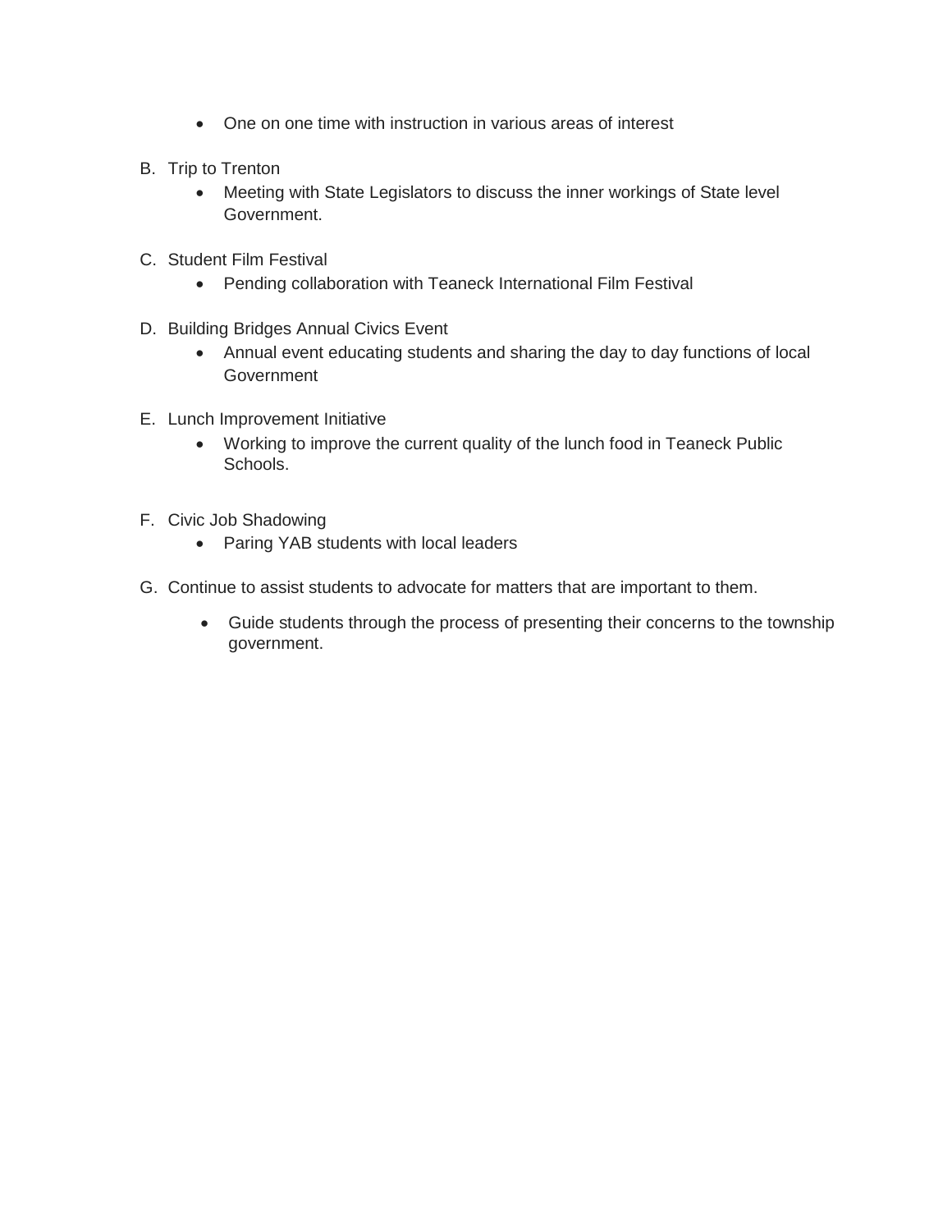- One on one time with instruction in various areas of interest

B. Trip to Trenton
   - Meeting with State Legislators to discuss the inner workings of State level Government.

C. Student Film Festival
   - Pending collaboration with Teaneck International Film Festival

D. Building Bridges Annual Civics Event
   - Annual event educating students and sharing the day to day functions of local Government

E. Lunch Improvement Initiative
   - Working to improve the current quality of the lunch food in Teaneck Public Schools.

F. Civic Job Shadowing
   - Paring YAB students with local leaders

G. Continue to assist students to advocate for matters that are important to them.
   - Guide students through the process of presenting their concerns to the township government.